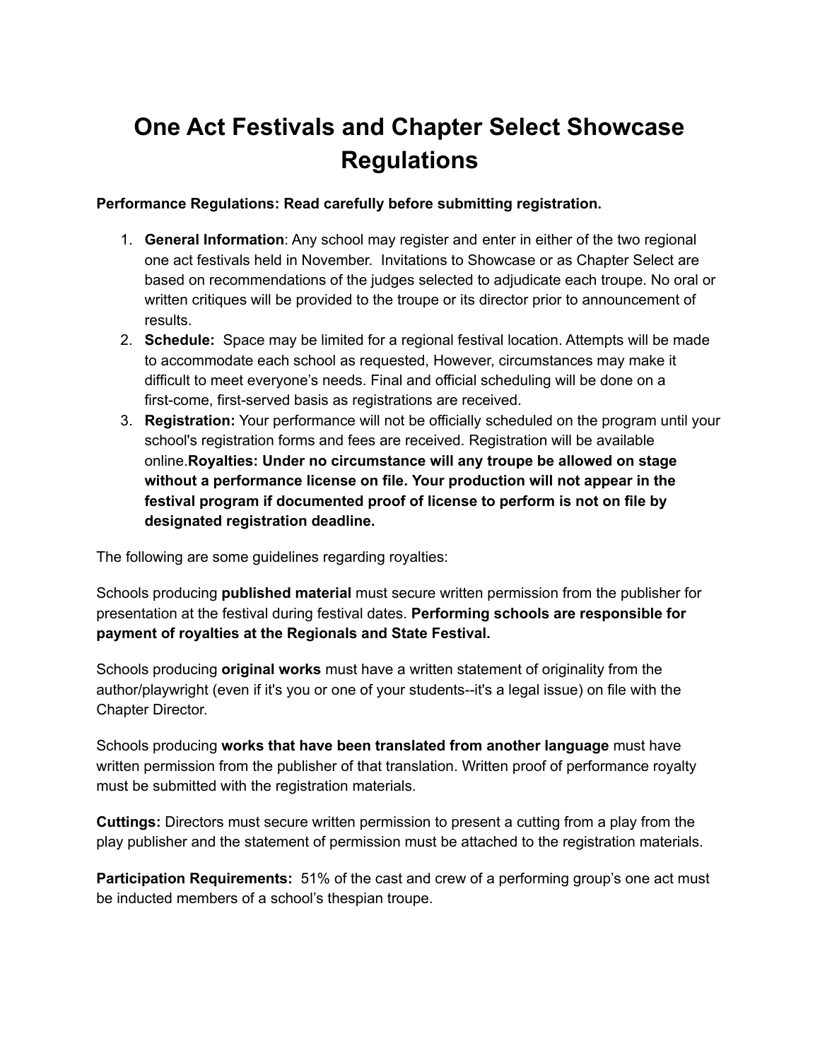# One Act Festivals and Chapter Select Showcase Regulations

**Performance Regulations: Read carefully before submitting registration.**

1. **General Information**: Any school may register and enter in either of the two regional one act festivals held in November. Invitations to Showcase or as Chapter Select are based on recommendations of the judges selected to adjudicate each troupe. No oral or written critiques will be provided to the troupe or its director prior to announcement of results.
2. **Schedule:** Space may be limited for a regional festival location. Attempts will be made to accommodate each school as requested, However, circumstances may make it difficult to meet everyone's needs. Final and official scheduling will be done on a first-come, first-served basis as registrations are received.
3. **Registration:** Your performance will not be officially scheduled on the program until your school's registration forms and fees are received. Registration will be available online.**Royalties: Under no circumstance will any troupe be allowed on stage without a performance license on file. Your production will not appear in the festival program if documented proof of license to perform is not on file by designated registration deadline.**

The following are some guidelines regarding royalties:

Schools producing **published material** must secure written permission from the publisher for presentation at the festival during festival dates. **Performing schools are responsible for payment of royalties at the Regionals and State Festival.**

Schools producing **original works** must have a written statement of originality from the author/playwright (even if it's you or one of your students--it's a legal issue) on file with the Chapter Director.

Schools producing **works that have been translated from another language** must have written permission from the publisher of that translation. Written proof of performance royalty must be submitted with the registration materials.

**Cuttings:** Directors must secure written permission to present a cutting from a play from the play publisher and the statement of permission must be attached to the registration materials.

**Participation Requirements:** 51% of the cast and crew of a performing group's one act must be inducted members of a school's thespian troupe.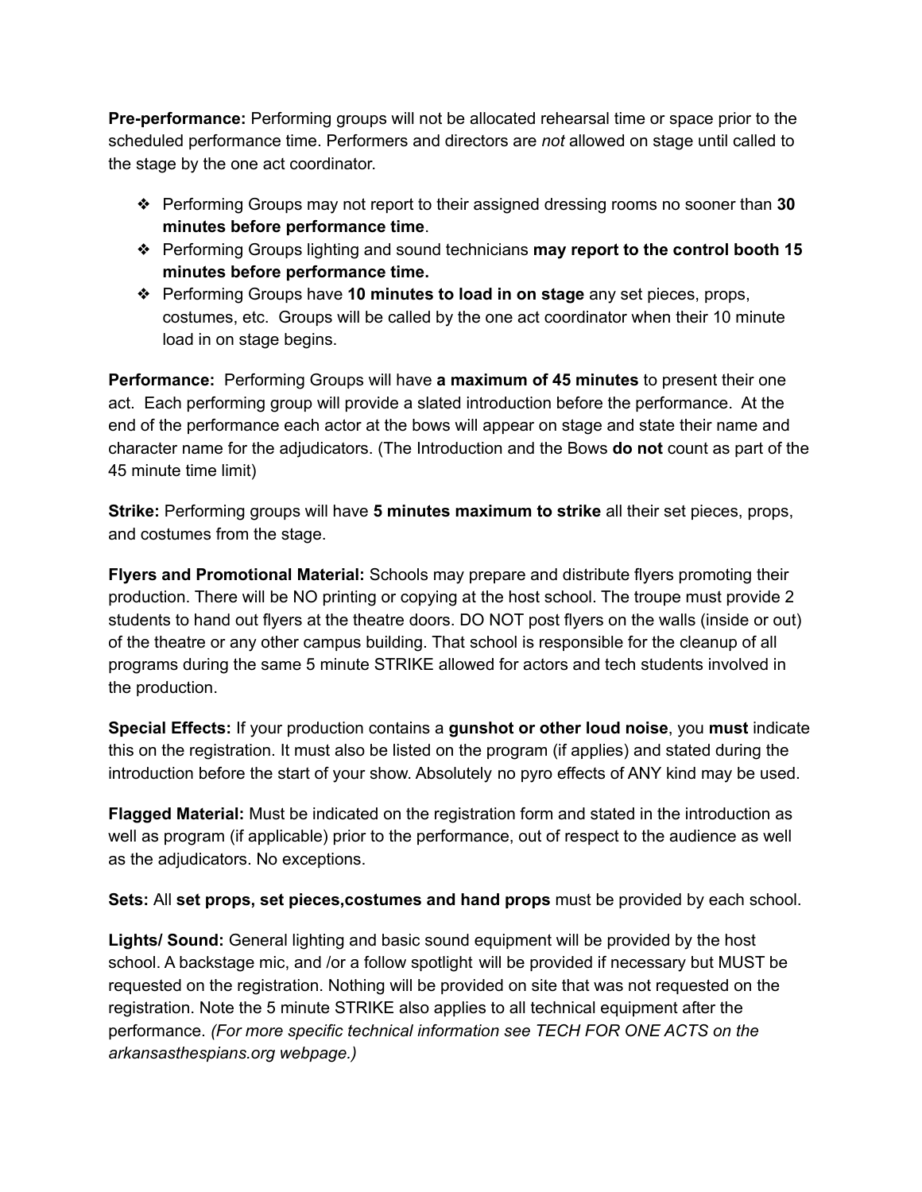**Pre-performance:** Performing groups will not be allocated rehearsal time or space prior to the scheduled performance time. Performers and directors are *not* allowed on stage until called to the stage by the one act coordinator.

- Performing Groups may not report to their assigned dressing rooms no sooner than **30 minutes before performance time**.
- Performing Groups lighting and sound technicians **may report to the control booth 15 minutes before performance time.**
- Performing Groups have **10 minutes to load in on stage** any set pieces, props, costumes, etc. Groups will be called by the one act coordinator when their 10 minute load in on stage begins.

**Performance:** Performing Groups will have **a maximum of 45 minutes** to present their one act. Each performing group will provide a slated introduction before the performance. At the end of the performance each actor at the bows will appear on stage and state their name and character name for the adjudicators. (The Introduction and the Bows **do not** count as part of the 45 minute time limit)

**Strike:** Performing groups will have **5 minutes maximum to strike** all their set pieces, props, and costumes from the stage.

**Flyers and Promotional Material:** Schools may prepare and distribute flyers promoting their production. There will be NO printing or copying at the host school. The troupe must provide 2 students to hand out flyers at the theatre doors. DO NOT post flyers on the walls (inside or out) of the theatre or any other campus building. That school is responsible for the cleanup of all programs during the same 5 minute STRIKE allowed for actors and tech students involved in the production.

**Special Effects:** If your production contains a **gunshot or other loud noise**, you **must** indicate this on the registration. It must also be listed on the program (if applies) and stated during the introduction before the start of your show. Absolutely no pyro effects of ANY kind may be used.

**Flagged Material:** Must be indicated on the registration form and stated in the introduction as well as program (if applicable) prior to the performance, out of respect to the audience as well as the adjudicators. No exceptions.

**Sets:** All **set props, set pieces,costumes and hand props** must be provided by each school.

**Lights/ Sound:** General lighting and basic sound equipment will be provided by the host school. A backstage mic, and /or a follow spotlight will be provided if necessary but MUST be requested on the registration. Nothing will be provided on site that was not requested on the registration. Note the 5 minute STRIKE also applies to all technical equipment after the performance. *(For more specific technical information see TECH FOR ONE ACTS on the arkansasthespians.org webpage.)*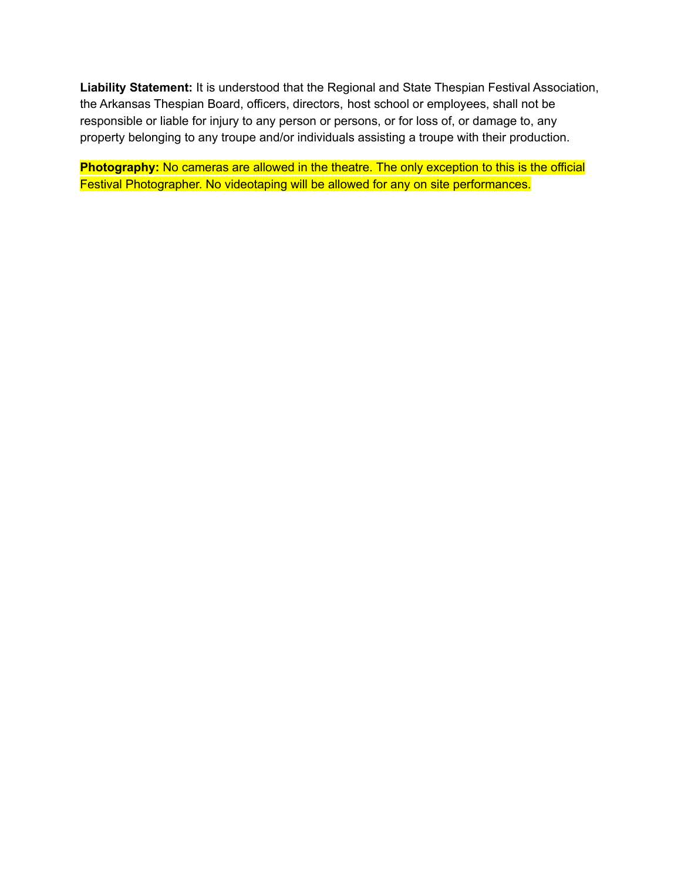**Liability Statement:** It is understood that the Regional and State Thespian Festival Association, the Arkansas Thespian Board, officers, directors, host school or employees, shall not be responsible or liable for injury to any person or persons, or for loss of, or damage to, any property belonging to any troupe and/or individuals assisting a troupe with their production.

**Photography:** No cameras are allowed in the theatre. The only exception to this is the official Festival Photographer. No videotaping will be allowed for any on site performances.